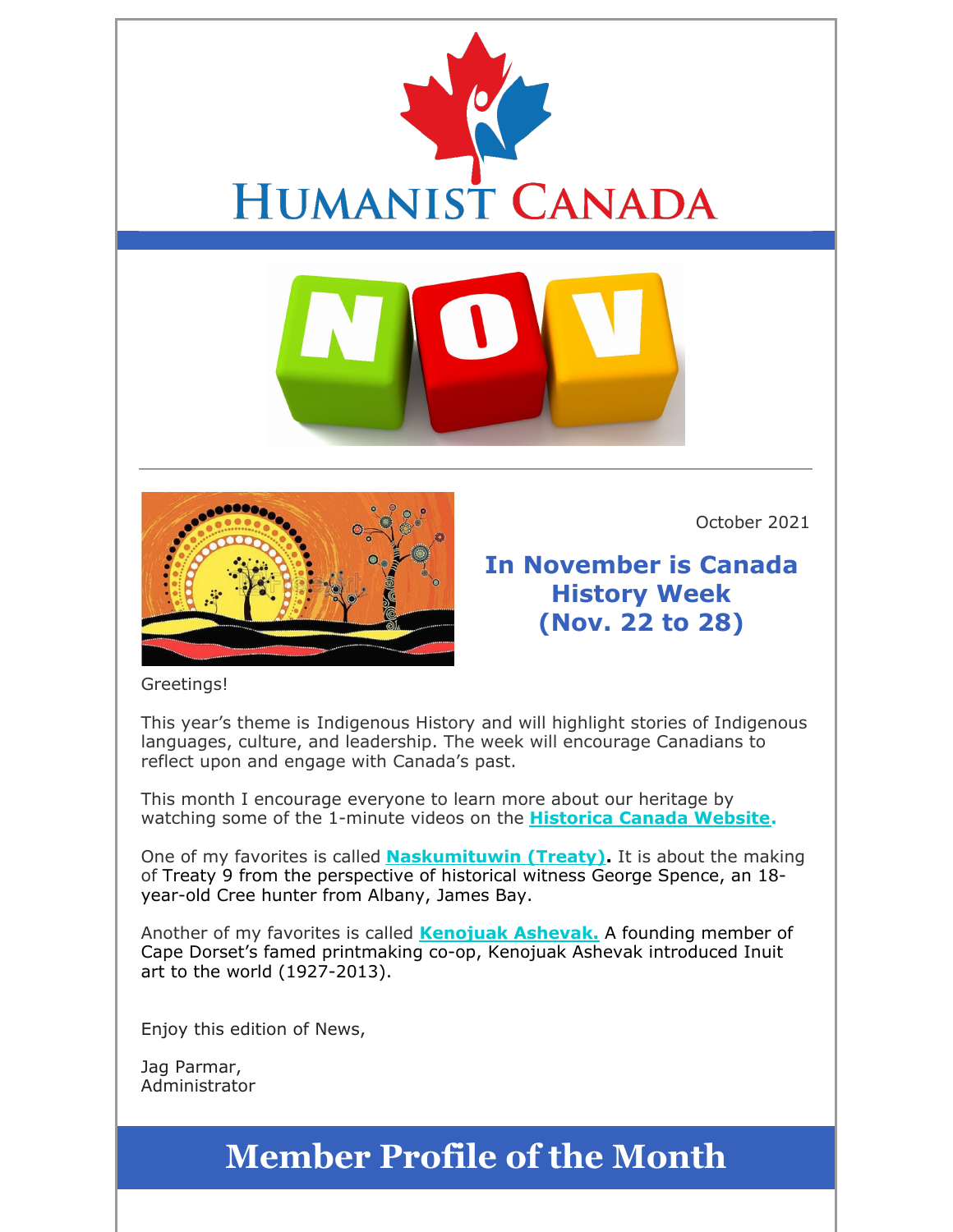# Humanist Canada

October 2021

## In November is Canada History Week (Nov. 22 to 28)

Greetings!

This year's theme is Indigenous History and will highlight stories of Indigenous languages, culture, and leadership. The week will encourage Canadians to reflect upon and engage with Canada's past.

This month I encourage everyone to learn more about our heritage by watching some of the 1-minute videos on the **Historica Canada Website.**

One of my favorites is called **Naskumituwin (Treaty).** It is about the making of Treaty 9 from the perspective of historical witness George Spence, an 18-year-old Cree hunter from Albany, James Bay.

Another of my favorites is called **Kenojuak Ashevak.** A founding member of Cape Dorset's famed printmaking co-op, Kenojuak Ashevak introduced Inuit art to the world (1927-2013).

Enjoy this edition of News,

Jag Parmar,
Administrator

## Member Profile of the Month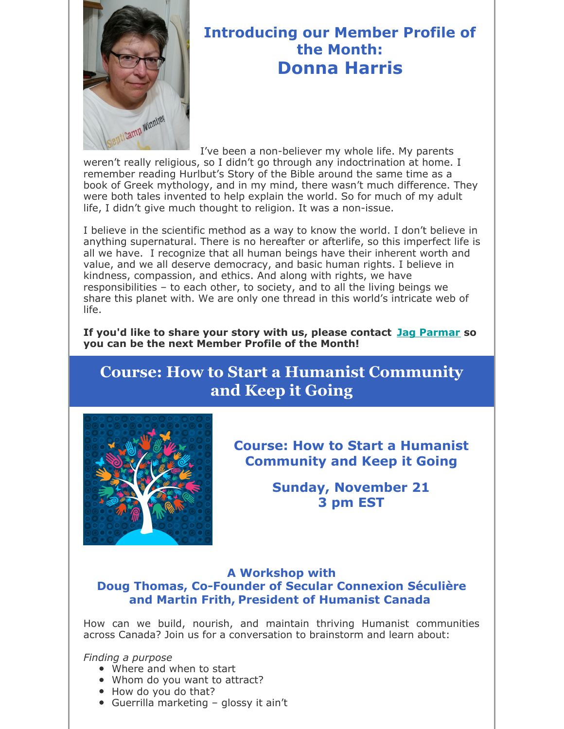## Introducing our Member Profile of the Month:

# Donna Harris

I've been a non-believer my whole life. My parents weren't really religious, so I didn't go through any indoctrination at home. I remember reading Hurlbut's Story of the Bible around the same time as a book of Greek mythology, and in my mind, there wasn't much difference. They were both tales invented to help explain the world. So for much of my adult life, I didn't give much thought to religion. It was a non-issue.

I believe in the scientific method as a way to know the world. I don't believe in anything supernatural. There is no hereafter or afterlife, so this imperfect life is all we have. I recognize that all human beings have their inherent worth and value, and we all deserve democracy, and basic human rights. I believe in kindness, compassion, and ethics. And along with rights, we have responsibilities – to each other, to society, and to all the living beings we share this planet with. We are only one thread in this world's intricate web of life.

**If you'd like to share your story with us, please contact Jag Parmar so you can be the next Member Profile of the Month!**

# Course: How to Start a Humanist Community and Keep it Going

## Course: How to Start a Humanist Community and Keep it Going

### Sunday, November 21
### 3 pm EST

### A Workshop with
### Doug Thomas, Co-Founder of Secular Connexion Séculière and Martin Frith, President of Humanist Canada

How can we build, nourish, and maintain thriving Humanist communities across Canada? Join us for a conversation to brainstorm and learn about:

*Finding a purpose*

- Where and when to start
- Whom do you want to attract?
- How do you do that?
- Guerrilla marketing – glossy it ain't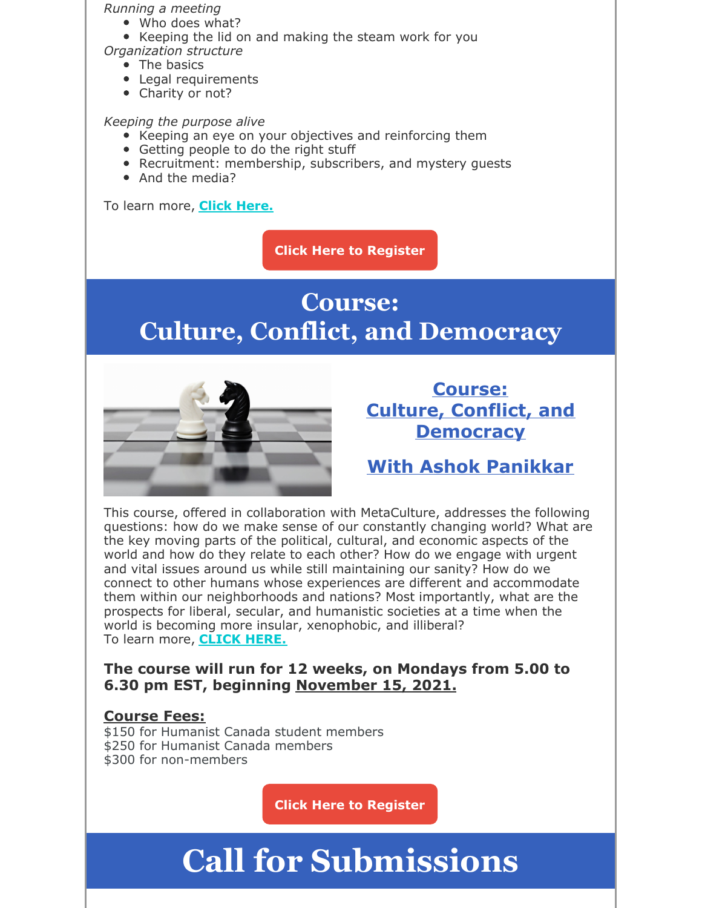*Running a meeting*

- Who does what?
- Keeping the lid on and making the steam work for you

*Organization structure*

- The basics
- Legal requirements
- Charity or not?

*Keeping the purpose alive*

- Keeping an eye on your objectives and reinforcing them
- Getting people to do the right stuff
- Recruitment: membership, subscribers, and mystery guests
- And the media?

To learn more, **Click Here.**

**Click Here to Register**

# Course: Culture, Conflict, and Democracy

## Course: Culture, Conflict, and Democracy

## With Ashok Panikkar

This course, offered in collaboration with MetaCulture, addresses the following questions: how do we make sense of our constantly changing world? What are the key moving parts of the political, cultural, and economic aspects of the world and how do they relate to each other? How do we engage with urgent and vital issues around us while still maintaining our sanity? How do we connect to other humans whose experiences are different and accommodate them within our neighborhoods and nations? Most importantly, what are the prospects for liberal, secular, and humanistic societies at a time when the world is becoming more insular, xenophobic, and illiberal?
To learn more, **CLICK HERE.**

**The course will run for 12 weeks, on Mondays from 5.00 to 6.30 pm EST, beginning November 15, 2021.**

**Course Fees:**
$150 for Humanist Canada student members
$250 for Humanist Canada members
$300 for non-members

**Click Here to Register**

# Call for Submissions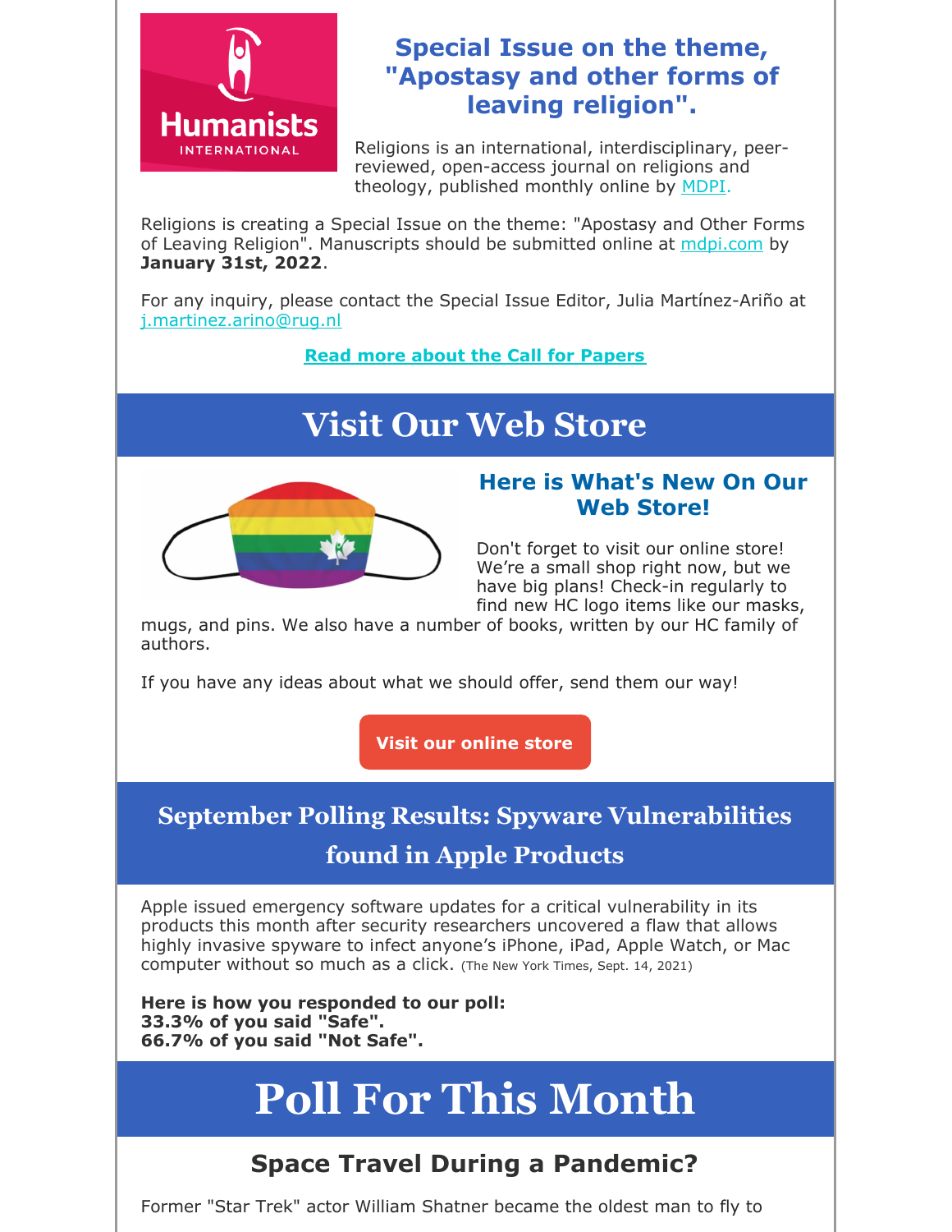## Special Issue on the theme, "Apostasy and other forms of leaving religion".

Religions is an international, interdisciplinary, peer-reviewed, open-access journal on religions and theology, published monthly online by [MDPI.](#)

Religions is creating a Special Issue on the theme: "Apostasy and Other Forms of Leaving Religion". Manuscripts should be submitted online at [mdpi.com](#) by **January 31st, 2022**.

For any inquiry, please contact the Special Issue Editor, Julia Martínez-Ariño at [j.martinez.arino@rug.nl](#)

**[Read more about the Call for Papers](#)**

# Visit Our Web Store

## Here is What's New On Our Web Store!

Don't forget to visit our online store! We're a small shop right now, but we have big plans! Check-in regularly to find new HC logo items like our masks, mugs, and pins. We also have a number of books, written by our HC family of authors.

If you have any ideas about what we should offer, send them our way!

**Visit our online store**

# September Polling Results: Spyware Vulnerabilities found in Apple Products

Apple issued emergency software updates for a critical vulnerability in its products this month after security researchers uncovered a flaw that allows highly invasive spyware to infect anyone's iPhone, iPad, Apple Watch, or Mac computer without so much as a click. (The New York Times, Sept. 14, 2021)

**Here is how you responded to our poll:**
**33.3% of you said "Safe".**
**66.7% of you said "Not Safe".**

# Poll For This Month

## Space Travel During a Pandemic?

Former "Star Trek" actor William Shatner became the oldest man to fly to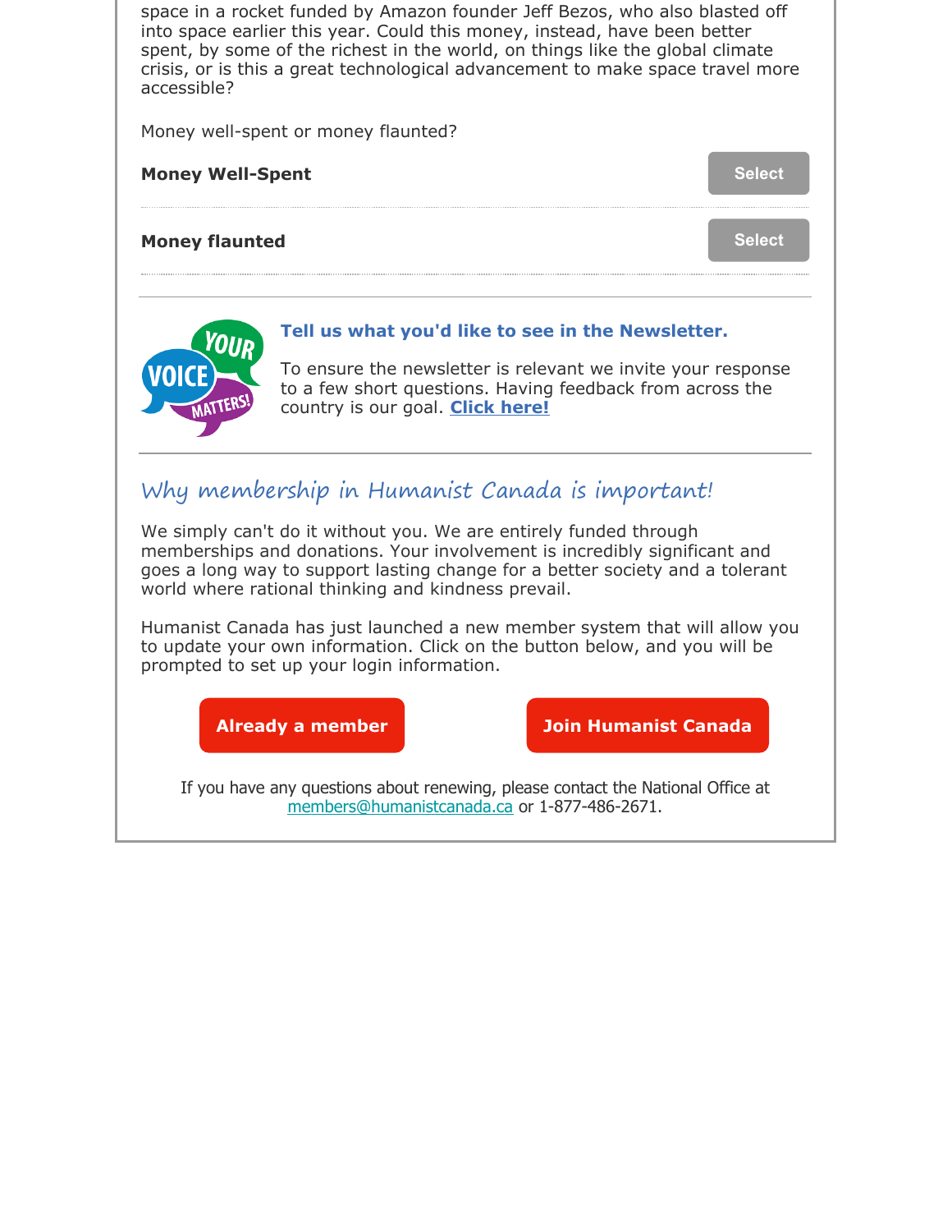space in a rocket funded by Amazon founder Jeff Bezos, who also blasted off into space earlier this year. Could this money, instead, have been better spent, by some of the richest in the world, on things like the global climate crisis, or is this a great technological advancement to make space travel more accessible?

Money well-spent or money flaunted?

**Money Well-Spent** Select

**Money flaunted** Select

**Tell us what you'd like to see in the Newsletter.**

To ensure the newsletter is relevant we invite your response to a few short questions. Having feedback from across the country is our goal. **Click here!**

## Why membership in Humanist Canada is important!

We simply can't do it without you. We are entirely funded through memberships and donations. Your involvement is incredibly significant and goes a long way to support lasting change for a better society and a tolerant world where rational thinking and kindness prevail.

Humanist Canada has just launched a new member system that will allow you to update your own information. Click on the button below, and you will be prompted to set up your login information.

**Already a member** **Join Humanist Canada**

If you have any questions about renewing, please contact the National Office at members@humanistcanada.ca or 1-877-486-2671.